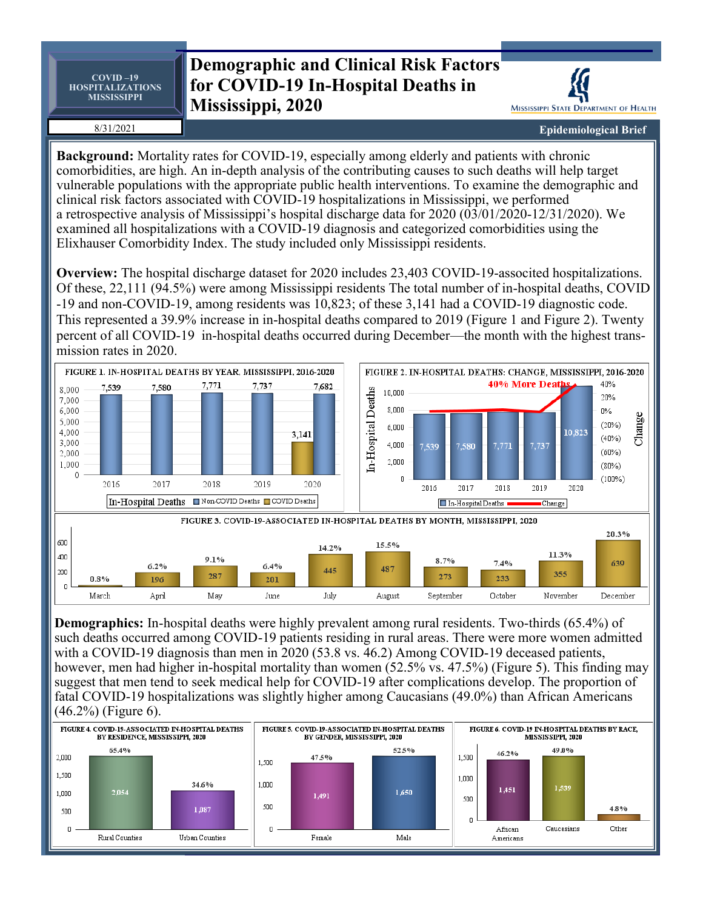COVID –19 HOSPITALIZATIONS MISSISSIPPI

8/31/2021

# Demographic and Clinical Risk Factors for COVID-19 In-Hospital Deaths in Mississippi, 2020

Mississippi State Department of Health

**Epidemiological Brief**

**Background:** Mortality rates for COVID-19, especially among elderly and patients with chronic comorbidities, are high. An in-depth analysis of the contributing causes to such deaths will help target vulnerable populations with the appropriate public health interventions. To examine the demographic and clinical risk factors associated with COVID-19 hospitalizations in Mississippi, we performed a retrospective analysis of Mississippi's hospital discharge data for 2020 (03/01/2020-12/31/2020). We examined all hospitalizations with a COVID-19 diagnosis and categorized comorbidities using the Elixhauser Comorbidity Index. The study included only Mississippi residents.

**Overview:** The hospital discharge dataset for 2020 includes 23,403 COVID-19-associted hospitalizations. Of these, 22,111 (94.5%) were among Mississippi residents The total number of in-hospital deaths, COVID-19 and non-COVID-19, among residents was 10,823; of these 3,141 had a COVID-19 diagnostic code. This represented a 39.9% increase in in-hospital deaths compared to 2019 (Figure 1 and Figure 2). Twenty percent of all COVID-19 in-hospital deaths occurred during December—the month with the highest transmission rates in 2020.

FIGURE 1. IN-HOSPITAL DEATHS BY YEAR, MISSISSIPPI, 2016-2020

| Year | Non-COVID Deaths | COVID Deaths |
|---|---|---|
| 2016 | 7,539 | |
| 2017 | 7,580 | |
| 2018 | 7,771 | |
| 2019 | 7,737 | |
| 2020 | 7,682 | 3,141 |

FIGURE 2. IN-HOSPITAL DEATHS: CHANGE, MISSISSIPPI, 2016-2020

40% More Deaths

| Year | In-Hospital Deaths |
|---|---|
| 2016 | 7,539 |
| 2017 | 7,580 |
| 2018 | 7,771 |
| 2019 | 7,737 |
| 2020 | 10,823 |

FIGURE 3. COVID-19-ASSOCIATED IN-HOSPITAL DEATHS BY MONTH, MISSISSIPPI, 2020

| Month | Deaths | Percent |
|---|---|---|
| March | | 0.8% |
| April | 196 | 6.2% |
| May | 287 | 9.1% |
| June | 201 | 6.4% |
| July | 445 | 14.2% |
| August | 487 | 15.5% |
| September | 273 | 8.7% |
| October | 233 | 7.4% |
| November | 355 | 11.3% |
| December | 639 | 20.3% |

**Demographics:** In-hospital deaths were highly prevalent among rural residents. Two-thirds (65.4%) of such deaths occurred among COVID-19 patients residing in rural areas. There were more women admitted with a COVID-19 diagnosis than men in 2020 (53.8 vs. 46.2) Among COVID-19 deceased patients, however, men had higher in-hospital mortality than women (52.5% vs. 47.5%) (Figure 5). This finding may suggest that men tend to seek medical help for COVID-19 after complications develop. The proportion of fatal COVID-19 hospitalizations was slightly higher among Caucasians (49.0%) than African Americans (46.2%) (Figure 6).

FIGURE 4. COVID-19-ASSOCIATED IN-HOSPITAL DEATHS BY RESIDENCE, MISSISSIPPI, 2020

| Residence | Deaths | Percent |
|---|---|---|
| Rural Counties | 2,054 | 65.4% |
| Urban Counties | 1,087 | 34.6% |

FIGURE 5. COVID-19-ASSOCIATED IN-HOSPITAL DEATHS BY GENDER, MISSISSIPPI, 2020

| Gender | Deaths | Percent |
|---|---|---|
| Female | 1,491 | 47.5% |
| Male | 1,650 | 52.5% |

FIGURE 6. COVID-19 IN-HOSPITAL DEATHS BY RACE, MISSISSIPPI, 2020

| Race | Deaths | Percent |
|---|---|---|
| African Americans | 1,451 | 46.2% |
| Caucasians | 1,539 | 49.0% |
| Other | | 4.8% |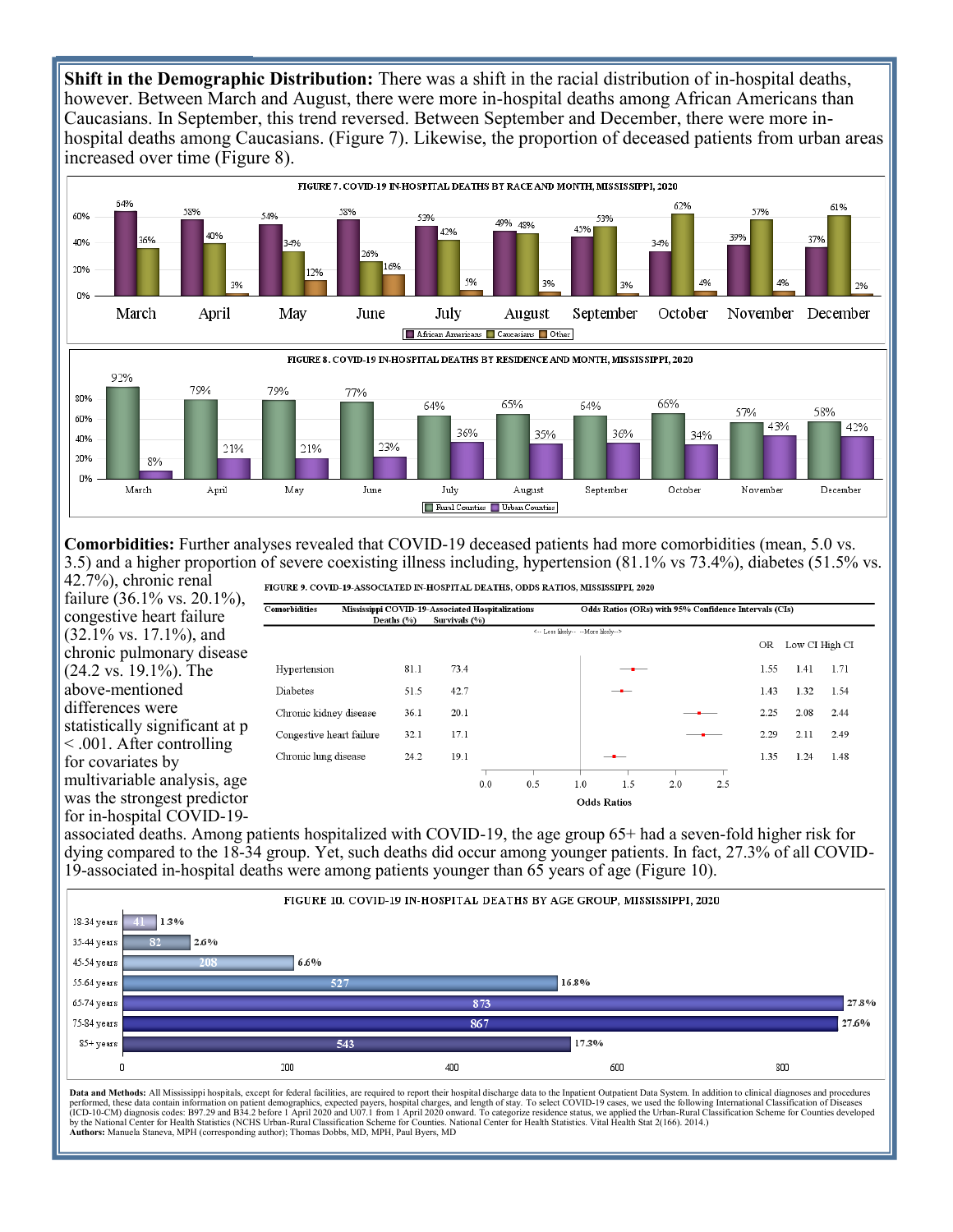**Shift in the Demographic Distribution:** There was a shift in the racial distribution of in-hospital deaths, however. Between March and August, there were more in-hospital deaths among African Americans than Caucasians. In September, this trend reversed. Between September and December, there were more in-hospital deaths among Caucasians. (Figure 7). Likewise, the proportion of deceased patients from urban areas increased over time (Figure 8).

FIGURE 7. COVID-19 IN-HOSPITAL DEATHS BY RACE AND MONTH, MISSISSIPPI, 2020

60%
40%
20%
0%

March: 64%, 36%
April: 58%, 40%, 3%
May: 54%, 34%, 12%
June: 58%, 26%, 16%
July: 53%, 42%, 5%
August: 49%, 48%, 3%
September: 45%, 53%, 3%
October: 34%, 62%, 4%
November: 39%, 57%, 4%
December: 37%, 61%, 2%

African Americans, Caucasians, Other

FIGURE 8. COVID-19 IN-HOSPITAL DEATHS BY RESIDENCE AND MONTH, MISSISSIPPI, 2020

80%
60%
40%
20%
0%

March: 92%, 8%
April: 79%, 21%
May: 79%, 21%
June: 77%, 23%
July: 64%, 36%
August: 65%, 35%
September: 64%, 36%
October: 66%, 34%
November: 57%, 43%
December: 58%, 42%

Rural Counties, Urban Counties

**Comorbidities:** Further analyses revealed that COVID-19 deceased patients had more comorbidities (mean, 5.0 vs. 3.5) and a higher proportion of severe coexisting illness including, hypertension (81.1% vs 73.4%), diabetes (51.5% vs. 42.7%), chronic renal failure (36.1% vs. 20.1%), congestive heart failure (32.1% vs. 17.1%), and chronic pulmonary disease (24.2 vs. 19.1%). The above-mentioned differences were statistically significant at $p < .001$. After controlling for covariates by multivariable analysis, age was the strongest predictor for in-hospital COVID-19-associated deaths. Among patients hospitalized with COVID-19, the age group 65+ had a seven-fold higher risk for dying compared to the 18-34 group. Yet, such deaths did occur among younger patients. In fact, 27.3% of all COVID-19-associated in-hospital deaths were among patients younger than 65 years of age (Figure 10).

FIGURE 9. COVID-19-ASSOCIATED IN-HOSPITAL DEATHS, ODDS RATIOS, MISSISSIPPI, 2020

| Comorbidities | Deaths (%) | Survivals (%) | OR | Low CI | High CI |
|---|---|---|---|---|---|
| Hypertension | 81.1 | 73.4 | 1.55 | 1.41 | 1.71 |
| Diabetes | 51.5 | 42.7 | 1.43 | 1.32 | 1.54 |
| Chronic kidney disease | 36.1 | 20.1 | 2.25 | 2.08 | 2.44 |
| Congestive heart failure | 32.1 | 17.1 | 2.29 | 2.11 | 2.49 |
| Chronic lung disease | 24.2 | 19.1 | 1.35 | 1.24 | 1.48 |

Mississippi COVID-19-Associated Hospitalizations
Odds Ratios (ORs) with 95% Confidence Intervals (CIs)
<-- Less likely-- --More likely-->
0.0 0.5 1.0 1.5 2.0 2.5
Odds Ratios

FIGURE 10. COVID-19 IN-HOSPITAL DEATHS BY AGE GROUP, MISSISSIPPI, 2020

18-34 years: 41, 1.3%
35-44 years: 82, 2.6%
45-54 years: 208, 6.6%
55-64 years: 527, 16.8%
65-74 years: 873, 27.8%
75-84 years: 867, 27.6%
85+ years: 543, 17.3%

0 200 400 600 800

**Data and Methods:** All Mississippi hospitals, except for federal facilities, are required to report their hospital discharge data to the Inpatient Outpatient Data System. In addition to clinical diagnoses and procedures performed, these data contain information on patient demographics, expected payers, hospital charges, and length of stay. To select COVID-19 cases, we used the following International Classification of Diseases (ICD-10-CM) diagnosis codes: B97.29 and B34.2 before 1 April 2020 and U07.1 from 1 April 2020 onward. To categorize residence status, we applied the Urban-Rural Classification Scheme for Counties developed by the National Center for Health Statistics (NCHS Urban-Rural Classification Scheme for Counties. National Center for Health Statistics. Vital Health Stat 2(166). 2014.)
**Authors:** Manuela Staneva, MPH (corresponding author); Thomas Dobbs, MD, MPH, Paul Byers, MD